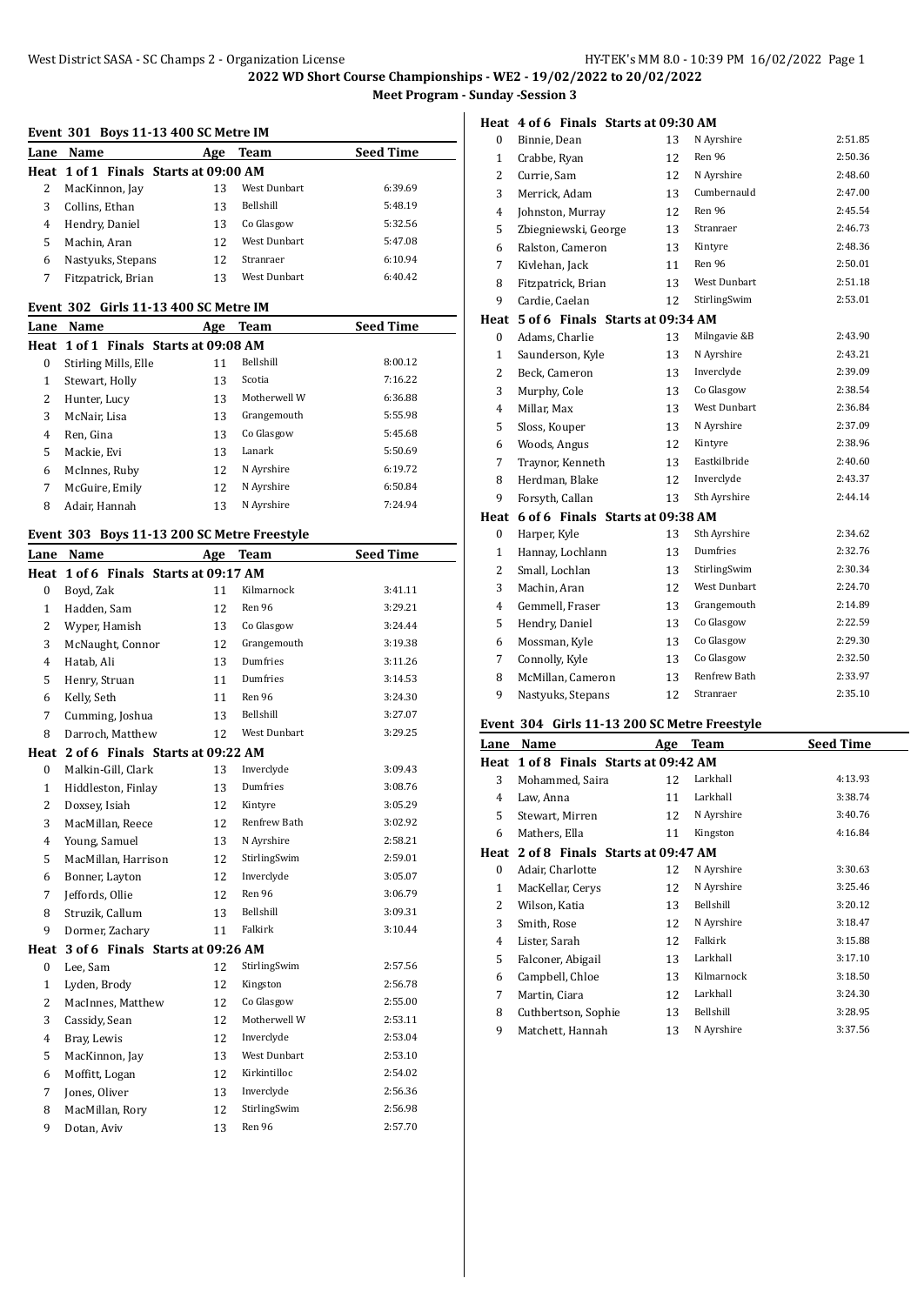# 2022 WD Short Course Championships - WE2 - 19/02/2022 to 20/02/2022

## Meet Program - Sunday -Session 3

### Event 301 Boys 11-13 400 SC Metre IM

| Lane | Name | Age | Team | Seed Time |
|---|---|---|---|---|
| **Heat 1 of 1 Finals Starts at 09:00 AM** | | | | |
| 2 | MacKinnon, Jay | 13 | West Dunbart | 6:39.69 |
| 3 | Collins, Ethan | 13 | Bellshill | 5:48.19 |
| 4 | Hendry, Daniel | 13 | Co Glasgow | 5:32.56 |
| 5 | Machin, Aran | 12 | West Dunbart | 5:47.08 |
| 6 | Nastyuks, Stepans | 12 | Stranraer | 6:10.94 |
| 7 | Fitzpatrick, Brian | 13 | West Dunbart | 6:40.42 |

### Event 302 Girls 11-13 400 SC Metre IM

| Lane | Name | Age | Team | Seed Time |
|---|---|---|---|---|
| **Heat 1 of 1 Finals Starts at 09:08 AM** | | | | |
| 0 | Stirling Mills, Elle | 11 | Bellshill | 8:00.12 |
| 1 | Stewart, Holly | 13 | Scotia | 7:16.22 |
| 2 | Hunter, Lucy | 13 | Motherwell W | 6:36.88 |
| 3 | McNair, Lisa | 13 | Grangemouth | 5:55.98 |
| 4 | Ren, Gina | 13 | Co Glasgow | 5:45.68 |
| 5 | Mackie, Evi | 13 | Lanark | 5:50.69 |
| 6 | McInnes, Ruby | 12 | N Ayrshire | 6:19.72 |
| 7 | McGuire, Emily | 12 | N Ayrshire | 6:50.84 |
| 8 | Adair, Hannah | 13 | N Ayrshire | 7:24.94 |

### Event 303 Boys 11-13 200 SC Metre Freestyle

| Lane | Name | Age | Team | Seed Time |
|---|---|---|---|---|
| **Heat 1 of 6 Finals Starts at 09:17 AM** | | | | |
| 0 | Boyd, Zak | 11 | Kilmarnock | 3:41.11 |
| 1 | Hadden, Sam | 12 | Ren 96 | 3:29.21 |
| 2 | Wyper, Hamish | 13 | Co Glasgow | 3:24.44 |
| 3 | McNaught, Connor | 12 | Grangemouth | 3:19.38 |
| 4 | Hatab, Ali | 13 | Dumfries | 3:11.26 |
| 5 | Henry, Struan | 11 | Dumfries | 3:14.53 |
| 6 | Kelly, Seth | 11 | Ren 96 | 3:24.30 |
| 7 | Cumming, Joshua | 13 | Bellshill | 3:27.07 |
| 8 | Darroch, Matthew | 12 | West Dunbart | 3:29.25 |
| **Heat 2 of 6 Finals Starts at 09:22 AM** | | | | |
| 0 | Malkin-Gill, Clark | 13 | Inverclyde | 3:09.43 |
| 1 | Hiddleston, Finlay | 13 | Dumfries | 3:08.76 |
| 2 | Doxsey, Isiah | 12 | Kintyre | 3:05.29 |
| 3 | MacMillan, Reece | 12 | Renfrew Bath | 3:02.92 |
| 4 | Young, Samuel | 13 | N Ayrshire | 2:58.21 |
| 5 | MacMillan, Harrison | 12 | StirlingSwim | 2:59.01 |
| 6 | Bonner, Layton | 12 | Inverclyde | 3:05.07 |
| 7 | Jeffords, Ollie | 12 | Ren 96 | 3:06.79 |
| 8 | Struzik, Callum | 13 | Bellshill | 3:09.31 |
| 9 | Dormer, Zachary | 11 | Falkirk | 3:10.44 |
| **Heat 3 of 6 Finals Starts at 09:26 AM** | | | | |
| 0 | Lee, Sam | 12 | StirlingSwim | 2:57.56 |
| 1 | Lyden, Brody | 12 | Kingston | 2:56.78 |
| 2 | MacInnes, Matthew | 12 | Co Glasgow | 2:55.00 |
| 3 | Cassidy, Sean | 12 | Motherwell W | 2:53.11 |
| 4 | Bray, Lewis | 12 | Inverclyde | 2:53.04 |
| 5 | MacKinnon, Jay | 13 | West Dunbart | 2:53.10 |
| 6 | Moffitt, Logan | 12 | Kirkintilloc | 2:54.02 |
| 7 | Jones, Oliver | 13 | Inverclyde | 2:56.36 |
| 8 | MacMillan, Rory | 12 | StirlingSwim | 2:56.98 |
| 9 | Dotan, Aviv | 13 | Ren 96 | 2:57.70 |
| **Heat 4 of 6 Finals Starts at 09:30 AM** | | | | |
| 0 | Binnie, Dean | 13 | N Ayrshire | 2:51.85 |
| 1 | Crabbe, Ryan | 12 | Ren 96 | 2:50.36 |
| 2 | Currie, Sam | 12 | N Ayrshire | 2:48.60 |
| 3 | Merrick, Adam | 13 | Cumbernauld | 2:47.00 |
| 4 | Johnston, Murray | 12 | Ren 96 | 2:45.54 |
| 5 | Zbiegniewski, George | 13 | Stranraer | 2:46.73 |
| 6 | Ralston, Cameron | 13 | Kintyre | 2:48.36 |
| 7 | Kivlehan, Jack | 11 | Ren 96 | 2:50.01 |
| 8 | Fitzpatrick, Brian | 13 | West Dunbart | 2:51.18 |
| 9 | Cardie, Caelan | 12 | StirlingSwim | 2:53.01 |
| **Heat 5 of 6 Finals Starts at 09:34 AM** | | | | |
| 0 | Adams, Charlie | 13 | Milngavie &B | 2:43.90 |
| 1 | Saunderson, Kyle | 13 | N Ayrshire | 2:43.21 |
| 2 | Beck, Cameron | 13 | Inverclyde | 2:39.09 |
| 3 | Murphy, Cole | 13 | Co Glasgow | 2:38.54 |
| 4 | Millar, Max | 13 | West Dunbart | 2:36.84 |
| 5 | Sloss, Kouper | 13 | N Ayrshire | 2:37.09 |
| 6 | Woods, Angus | 12 | Kintyre | 2:38.96 |
| 7 | Traynor, Kenneth | 13 | Eastkilbride | 2:40.60 |
| 8 | Herdman, Blake | 12 | Inverclyde | 2:43.37 |
| 9 | Forsyth, Callan | 13 | Sth Ayrshire | 2:44.14 |
| **Heat 6 of 6 Finals Starts at 09:38 AM** | | | | |
| 0 | Harper, Kyle | 13 | Sth Ayrshire | 2:34.62 |
| 1 | Hannay, Lochlann | 13 | Dumfries | 2:32.76 |
| 2 | Small, Lochlan | 13 | StirlingSwim | 2:30.34 |
| 3 | Machin, Aran | 12 | West Dunbart | 2:24.70 |
| 4 | Gemmell, Fraser | 13 | Grangemouth | 2:14.89 |
| 5 | Hendry, Daniel | 13 | Co Glasgow | 2:22.59 |
| 6 | Mossman, Kyle | 13 | Co Glasgow | 2:29.30 |
| 7 | Connolly, Kyle | 13 | Co Glasgow | 2:32.50 |
| 8 | McMillan, Cameron | 13 | Renfrew Bath | 2:33.97 |
| 9 | Nastyuks, Stepans | 12 | Stranraer | 2:35.10 |

### Event 304 Girls 11-13 200 SC Metre Freestyle

| Lane | Name | Age | Team | Seed Time |
|---|---|---|---|---|
| **Heat 1 of 8 Finals Starts at 09:42 AM** | | | | |
| 3 | Mohammed, Saira | 12 | Larkhall | 4:13.93 |
| 4 | Law, Anna | 11 | Larkhall | 3:38.74 |
| 5 | Stewart, Mirren | 12 | N Ayrshire | 3:40.76 |
| 6 | Mathers, Ella | 11 | Kingston | 4:16.84 |
| **Heat 2 of 8 Finals Starts at 09:47 AM** | | | | |
| 0 | Adair, Charlotte | 12 | N Ayrshire | 3:30.63 |
| 1 | MacKellar, Cerys | 12 | N Ayrshire | 3:25.46 |
| 2 | Wilson, Katia | 13 | Bellshill | 3:20.12 |
| 3 | Smith, Rose | 12 | N Ayrshire | 3:18.47 |
| 4 | Lister, Sarah | 12 | Falkirk | 3:15.88 |
| 5 | Falconer, Abigail | 13 | Larkhall | 3:17.10 |
| 6 | Campbell, Chloe | 13 | Kilmarnock | 3:18.50 |
| 7 | Martin, Ciara | 12 | Larkhall | 3:24.30 |
| 8 | Cuthbertson, Sophie | 13 | Bellshill | 3:28.95 |
| 9 | Matchett, Hannah | 13 | N Ayrshire | 3:37.56 |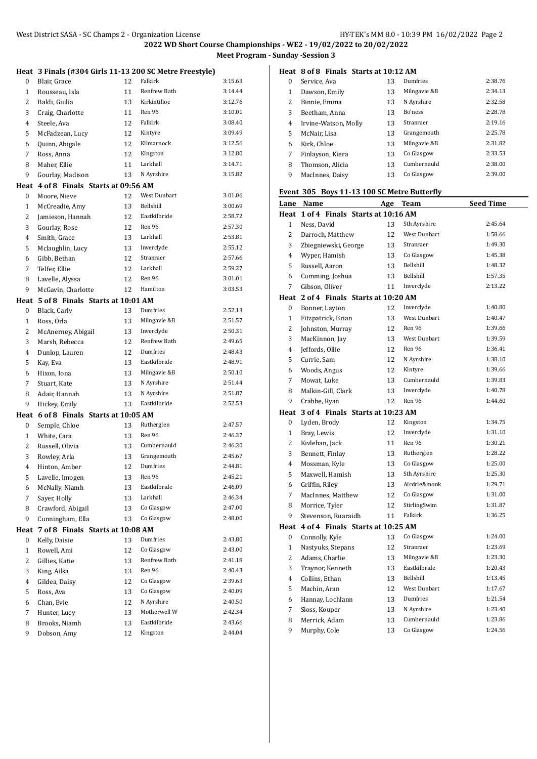## 2022 WD Short Course Championships - WE2 - 19/02/2022 to 20/02/2022

### Meet Program - Sunday -Session 3

**Heat 3 Finals (#304 Girls 11-13 200 SC Metre Freestyle)**

| Lane | Name | Age | Team | Seed Time |
|---|---|---|---|---|
| 0 | Blair, Grace | 12 | Falkirk | 3:15.63 |
| 1 | Rousseau, Isla | 11 | Renfrew Bath | 3:14.44 |
| 2 | Baldi, Giulia | 13 | Kirkintilloc | 3:12.76 |
| 3 | Craig, Charlotte | 11 | Ren 96 | 3:10.01 |
| 4 | Steele, Ava | 12 | Falkirk | 3:08.40 |
| 5 | McFadzean, Lucy | 12 | Kintyre | 3:09.49 |
| 6 | Quinn, Abigale | 12 | Kilmarnock | 3:12.56 |
| 7 | Ross, Anna | 12 | Kingston | 3:12.80 |
| 8 | Maher, Ellie | 11 | Larkhall | 3:14.71 |
| 9 | Gourlay, Madison | 13 | N Ayrshire | 3:15.82 |

**Heat 4 of 8 Finals Starts at 09:56 AM**

| Lane | Name | Age | Team | Seed Time |
|---|---|---|---|---|
| 0 | Moore, Nieve | 12 | West Dunbart | 3:01.06 |
| 1 | McCreadie, Amy | 13 | Bellshill | 3:00.69 |
| 2 | Jamieson, Hannah | 12 | Eastkilbride | 2:58.72 |
| 3 | Gourlay, Rose | 12 | Ren 96 | 2:57.30 |
| 4 | Smith, Grace | 13 | Larkhall | 2:53.81 |
| 5 | Mclaughlin, Lucy | 13 | Inverclyde | 2:55.12 |
| 6 | Gibb, Bethan | 12 | Stranraer | 2:57.66 |
| 7 | Telfer, Ellie | 12 | Larkhall | 2:59.27 |
| 8 | Lavelle, Alyssa | 12 | Ren 96 | 3:01.01 |
| 9 | McGavin, Charlotte | 12 | Hamilton | 3:03.53 |

**Heat 5 of 8 Finals Starts at 10:01 AM**

| Lane | Name | Age | Team | Seed Time |
|---|---|---|---|---|
| 0 | Black, Carly | 13 | Dumfries | 2:52.13 |
| 1 | Ross, Orla | 13 | Milngavie &B | 2:51.57 |
| 2 | McAnerney, Abigail | 13 | Inverclyde | 2:50.31 |
| 3 | Marsh, Rebecca | 12 | Renfrew Bath | 2:49.65 |
| 4 | Dunlop, Lauren | 12 | Dumfries | 2:48.43 |
| 5 | Kay, Eva | 13 | Eastkilbride | 2:48.91 |
| 6 | Hixon, Iona | 13 | Milngavie &B | 2:50.10 |
| 7 | Stuart, Kate | 13 | N Ayrshire | 2:51.44 |
| 8 | Adair, Hannah | 13 | N Ayrshire | 2:51.87 |
| 9 | Hickey, Emily | 13 | Eastkilbride | 2:52.53 |

**Heat 6 of 8 Finals Starts at 10:05 AM**

| Lane | Name | Age | Team | Seed Time |
|---|---|---|---|---|
| 0 | Semple, Chloe | 13 | Rutherglen | 2:47.57 |
| 1 | White, Cara | 13 | Ren 96 | 2:46.37 |
| 2 | Russell, Olivia | 13 | Cumbernauld | 2:46.20 |
| 3 | Rowley, Arla | 13 | Grangemouth | 2:45.67 |
| 4 | Hinton, Amber | 12 | Dumfries | 2:44.81 |
| 5 | Lavelle, Imogen | 13 | Ren 96 | 2:45.21 |
| 6 | McNally, Niamh | 13 | Eastkilbride | 2:46.09 |
| 7 | Sayer, Holly | 13 | Larkhall | 2:46.34 |
| 8 | Crawford, Abigail | 13 | Co Glasgow | 2:47.00 |
| 9 | Cunningham, Ella | 13 | Co Glasgow | 2:48.00 |

**Heat 7 of 8 Finals Starts at 10:08 AM**

| Lane | Name | Age | Team | Seed Time |
|---|---|---|---|---|
| 0 | Kelly, Daisie | 13 | Dumfries | 2:43.80 |
| 1 | Rowell, Ami | 12 | Co Glasgow | 2:43.00 |
| 2 | Gillies, Katie | 13 | Renfrew Bath | 2:41.18 |
| 3 | King, Ailsa | 13 | Ren 96 | 2:40.43 |
| 4 | Gildea, Daisy | 12 | Co Glasgow | 2:39.63 |
| 5 | Ross, Ava | 13 | Co Glasgow | 2:40.09 |
| 6 | Chan, Evie | 12 | N Ayrshire | 2:40.50 |
| 7 | Hunter, Lucy | 13 | Motherwell W | 2:42.34 |
| 8 | Brooks, Niamh | 13 | Eastkilbride | 2:43.66 |
| 9 | Dobson, Amy | 12 | Kingston | 2:44.04 |

**Heat 8 of 8 Finals Starts at 10:12 AM**

| Lane | Name | Age | Team | Seed Time |
|---|---|---|---|---|
| 0 | Service, Ava | 13 | Dumfries | 2:38.76 |
| 1 | Dawson, Emily | 13 | Milngavie &B | 2:34.13 |
| 2 | Binnie, Emma | 13 | N Ayrshire | 2:32.58 |
| 3 | Beetham, Anna | 13 | Bo'ness | 2:28.78 |
| 4 | Irvine-Watson, Molly | 13 | Stranraer | 2:19.16 |
| 5 | McNair, Lisa | 13 | Grangemouth | 2:25.78 |
| 6 | Kirk, Chloe | 13 | Milngavie &B | 2:31.82 |
| 7 | Finlayson, Kiera | 13 | Co Glasgow | 2:33.53 |
| 8 | Thomson, Alicia | 13 | Cumbernauld | 2:38.00 |
| 9 | MacInnes, Daisy | 13 | Co Glasgow | 2:39.00 |

### Event 305 Boys 11-13 100 SC Metre Butterfly

**Heat 1 of 4 Finals Starts at 10:16 AM**

| Lane | Name | Age | Team | Seed Time |
|---|---|---|---|---|
| 1 | Ness, David | 13 | Sth Ayrshire | 2:45.64 |
| 2 | Darroch, Matthew | 12 | West Dunbart | 1:58.66 |
| 3 | Zbiegniewski, George | 13 | Stranraer | 1:49.30 |
| 4 | Wyper, Hamish | 13 | Co Glasgow | 1:45.38 |
| 5 | Russell, Aaron | 13 | Bellshill | 1:48.32 |
| 6 | Cumming, Joshua | 13 | Bellshill | 1:57.35 |
| 7 | Gibson, Oliver | 11 | Inverclyde | 2:13.22 |

**Heat 2 of 4 Finals Starts at 10:20 AM**

| Lane | Name | Age | Team | Seed Time |
|---|---|---|---|---|
| 0 | Bonner, Layton | 12 | Inverclyde | 1:40.80 |
| 1 | Fitzpatrick, Brian | 13 | West Dunbart | 1:40.47 |
| 2 | Johnston, Murray | 12 | Ren 96 | 1:39.66 |
| 3 | MacKinnon, Jay | 13 | West Dunbart | 1:39.59 |
| 4 | Jeffords, Ollie | 12 | Ren 96 | 1:36.41 |
| 5 | Currie, Sam | 12 | N Ayrshire | 1:38.10 |
| 6 | Woods, Angus | 12 | Kintyre | 1:39.66 |
| 7 | Mowat, Luke | 13 | Cumbernauld | 1:39.83 |
| 8 | Malkin-Gill, Clark | 13 | Inverclyde | 1:40.78 |
| 9 | Crabbe, Ryan | 12 | Ren 96 | 1:44.60 |

**Heat 3 of 4 Finals Starts at 10:23 AM**

| Lane | Name | Age | Team | Seed Time |
|---|---|---|---|---|
| 0 | Lyden, Brody | 12 | Kingston | 1:34.75 |
| 1 | Bray, Lewis | 12 | Inverclyde | 1:31.10 |
| 2 | Kivlehan, Jack | 11 | Ren 96 | 1:30.21 |
| 3 | Bennett, Finlay | 13 | Rutherglen | 1:28.22 |
| 4 | Mossman, Kyle | 13 | Co Glasgow | 1:25.00 |
| 5 | Maxwell, Hamish | 13 | Sth Ayrshire | 1:25.30 |
| 6 | Griffin, Riley | 13 | Airdrie&monk | 1:29.71 |
| 7 | MacInnes, Matthew | 12 | Co Glasgow | 1:31.00 |
| 8 | Morrice, Tyler | 12 | StirlingSwim | 1:31.87 |
| 9 | Stevenson, Ruaraidh | 11 | Falkirk | 1:36.25 |

**Heat 4 of 4 Finals Starts at 10:25 AM**

| Lane | Name | Age | Team | Seed Time |
|---|---|---|---|---|
| 0 | Connolly, Kyle | 13 | Co Glasgow | 1:24.00 |
| 1 | Nastyuks, Stepans | 12 | Stranraer | 1:23.69 |
| 2 | Adams, Charlie | 13 | Milngavie &B | 1:23.30 |
| 3 | Traynor, Kenneth | 13 | Eastkilbride | 1:20.43 |
| 4 | Collins, Ethan | 13 | Bellshill | 1:13.45 |
| 5 | Machin, Aran | 12 | West Dunbart | 1:17.67 |
| 6 | Hannay, Lochlann | 13 | Dumfries | 1:21.54 |
| 7 | Sloss, Kouper | 13 | N Ayrshire | 1:23.40 |
| 8 | Merrick, Adam | 13 | Cumbernauld | 1:23.86 |
| 9 | Murphy, Cole | 13 | Co Glasgow | 1:24.56 |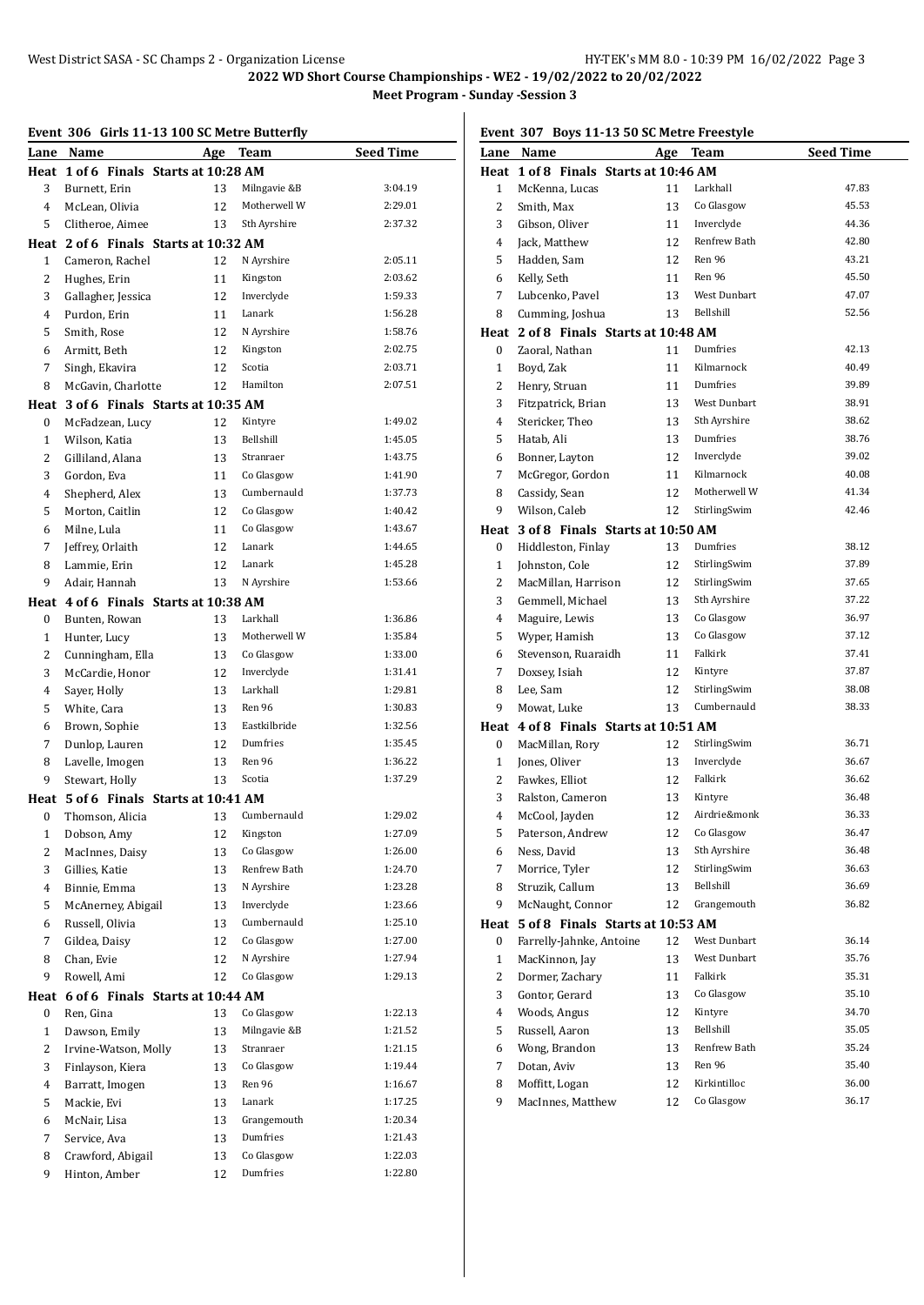**2022 WD Short Course Championships - WE2 - 19/02/2022 to 20/02/2022**

**Meet Program - Sunday -Session 3**

## Event 306 Girls 11-13 100 SC Metre Butterfly

| Lane | Name | Age | Team | Seed Time |
|---|---|---|---|---|
| **Heat 1 of 6 Finals Starts at 10:28 AM** | | | | |
| 3 | Burnett, Erin | 13 | Milngavie &B | 3:04.19 |
| 4 | McLean, Olivia | 12 | Motherwell W | 2:29.01 |
| 5 | Clitheroe, Aimee | 13 | Sth Ayrshire | 2:37.32 |
| **Heat 2 of 6 Finals Starts at 10:32 AM** | | | | |
| 1 | Cameron, Rachel | 12 | N Ayrshire | 2:05.11 |
| 2 | Hughes, Erin | 11 | Kingston | 2:03.62 |
| 3 | Gallagher, Jessica | 12 | Inverclyde | 1:59.33 |
| 4 | Purdon, Erin | 11 | Lanark | 1:56.28 |
| 5 | Smith, Rose | 12 | N Ayrshire | 1:58.76 |
| 6 | Armitt, Beth | 12 | Kingston | 2:02.75 |
| 7 | Singh, Ekavira | 12 | Scotia | 2:03.71 |
| 8 | McGavin, Charlotte | 12 | Hamilton | 2:07.51 |
| **Heat 3 of 6 Finals Starts at 10:35 AM** | | | | |
| 0 | McFadzean, Lucy | 12 | Kintyre | 1:49.02 |
| 1 | Wilson, Katia | 13 | Bellshill | 1:45.05 |
| 2 | Gilliland, Alana | 13 | Stranraer | 1:43.75 |
| 3 | Gordon, Eva | 11 | Co Glasgow | 1:41.90 |
| 4 | Shepherd, Alex | 13 | Cumbernauld | 1:37.73 |
| 5 | Morton, Caitlin | 12 | Co Glasgow | 1:40.42 |
| 6 | Milne, Lula | 11 | Co Glasgow | 1:43.67 |
| 7 | Jeffrey, Orlaith | 12 | Lanark | 1:44.65 |
| 8 | Lammie, Erin | 12 | Lanark | 1:45.28 |
| 9 | Adair, Hannah | 13 | N Ayrshire | 1:53.66 |
| **Heat 4 of 6 Finals Starts at 10:38 AM** | | | | |
| 0 | Bunten, Rowan | 13 | Larkhall | 1:36.86 |
| 1 | Hunter, Lucy | 13 | Motherwell W | 1:35.84 |
| 2 | Cunningham, Ella | 13 | Co Glasgow | 1:33.00 |
| 3 | McCardie, Honor | 12 | Inverclyde | 1:31.41 |
| 4 | Sayer, Holly | 13 | Larkhall | 1:29.81 |
| 5 | White, Cara | 13 | Ren 96 | 1:30.83 |
| 6 | Brown, Sophie | 13 | Eastkilbride | 1:32.56 |
| 7 | Dunlop, Lauren | 12 | Dumfries | 1:35.45 |
| 8 | Lavelle, Imogen | 13 | Ren 96 | 1:36.22 |
| 9 | Stewart, Holly | 13 | Scotia | 1:37.29 |
| **Heat 5 of 6 Finals Starts at 10:41 AM** | | | | |
| 0 | Thomson, Alicia | 13 | Cumbernauld | 1:29.02 |
| 1 | Dobson, Amy | 12 | Kingston | 1:27.09 |
| 2 | MacInnes, Daisy | 13 | Co Glasgow | 1:26.00 |
| 3 | Gillies, Katie | 13 | Renfrew Bath | 1:24.70 |
| 4 | Binnie, Emma | 13 | N Ayrshire | 1:23.28 |
| 5 | McAnerney, Abigail | 13 | Inverclyde | 1:23.66 |
| 6 | Russell, Olivia | 13 | Cumbernauld | 1:25.10 |
| 7 | Gildea, Daisy | 12 | Co Glasgow | 1:27.00 |
| 8 | Chan, Evie | 12 | N Ayrshire | 1:27.94 |
| 9 | Rowell, Ami | 12 | Co Glasgow | 1:29.13 |
| **Heat 6 of 6 Finals Starts at 10:44 AM** | | | | |
| 0 | Ren, Gina | 13 | Co Glasgow | 1:22.13 |
| 1 | Dawson, Emily | 13 | Milngavie &B | 1:21.52 |
| 2 | Irvine-Watson, Molly | 13 | Stranraer | 1:21.15 |
| 3 | Finlayson, Kiera | 13 | Co Glasgow | 1:19.44 |
| 4 | Barratt, Imogen | 13 | Ren 96 | 1:16.67 |
| 5 | Mackie, Evi | 13 | Lanark | 1:17.25 |
| 6 | McNair, Lisa | 13 | Grangemouth | 1:20.34 |
| 7 | Service, Ava | 13 | Dumfries | 1:21.43 |
| 8 | Crawford, Abigail | 13 | Co Glasgow | 1:22.03 |
| 9 | Hinton, Amber | 12 | Dumfries | 1:22.80 |

## Event 307 Boys 11-13 50 SC Metre Freestyle

| Lane | Name | Age | Team | Seed Time |
|---|---|---|---|---|
| **Heat 1 of 8 Finals Starts at 10:46 AM** | | | | |
| 1 | McKenna, Lucas | 11 | Larkhall | 47.83 |
| 2 | Smith, Max | 13 | Co Glasgow | 45.53 |
| 3 | Gibson, Oliver | 11 | Inverclyde | 44.36 |
| 4 | Jack, Matthew | 12 | Renfrew Bath | 42.80 |
| 5 | Hadden, Sam | 12 | Ren 96 | 43.21 |
| 6 | Kelly, Seth | 11 | Ren 96 | 45.50 |
| 7 | Lubcenko, Pavel | 13 | West Dunbart | 47.07 |
| 8 | Cumming, Joshua | 13 | Bellshill | 52.56 |
| **Heat 2 of 8 Finals Starts at 10:48 AM** | | | | |
| 0 | Zaoral, Nathan | 11 | Dumfries | 42.13 |
| 1 | Boyd, Zak | 11 | Kilmarnock | 40.49 |
| 2 | Henry, Struan | 11 | Dumfries | 39.89 |
| 3 | Fitzpatrick, Brian | 13 | West Dunbart | 38.91 |
| 4 | Stericker, Theo | 13 | Sth Ayrshire | 38.62 |
| 5 | Hatab, Ali | 13 | Dumfries | 38.76 |
| 6 | Bonner, Layton | 12 | Inverclyde | 39.02 |
| 7 | McGregor, Gordon | 11 | Kilmarnock | 40.08 |
| 8 | Cassidy, Sean | 12 | Motherwell W | 41.34 |
| 9 | Wilson, Caleb | 12 | StirlingSwim | 42.46 |
| **Heat 3 of 8 Finals Starts at 10:50 AM** | | | | |
| 0 | Hiddleston, Finlay | 13 | Dumfries | 38.12 |
| 1 | Johnston, Cole | 12 | StirlingSwim | 37.89 |
| 2 | MacMillan, Harrison | 12 | StirlingSwim | 37.65 |
| 3 | Gemmell, Michael | 13 | Sth Ayrshire | 37.22 |
| 4 | Maguire, Lewis | 13 | Co Glasgow | 36.97 |
| 5 | Wyper, Hamish | 13 | Co Glasgow | 37.12 |
| 6 | Stevenson, Ruaraidh | 11 | Falkirk | 37.41 |
| 7 | Doxsey, Isiah | 12 | Kintyre | 37.87 |
| 8 | Lee, Sam | 12 | StirlingSwim | 38.08 |
| 9 | Mowat, Luke | 13 | Cumbernauld | 38.33 |
| **Heat 4 of 8 Finals Starts at 10:51 AM** | | | | |
| 0 | MacMillan, Rory | 12 | StirlingSwim | 36.71 |
| 1 | Jones, Oliver | 13 | Inverclyde | 36.67 |
| 2 | Fawkes, Elliot | 12 | Falkirk | 36.62 |
| 3 | Ralston, Cameron | 13 | Kintyre | 36.48 |
| 4 | McCool, Jayden | 12 | Airdrie&monk | 36.33 |
| 5 | Paterson, Andrew | 12 | Co Glasgow | 36.47 |
| 6 | Ness, David | 13 | Sth Ayrshire | 36.48 |
| 7 | Morrice, Tyler | 12 | StirlingSwim | 36.63 |
| 8 | Struzik, Callum | 13 | Bellshill | 36.69 |
| 9 | McNaught, Connor | 12 | Grangemouth | 36.82 |
| **Heat 5 of 8 Finals Starts at 10:53 AM** | | | | |
| 0 | Farrelly-Jahnke, Antoine | 12 | West Dunbart | 36.14 |
| 1 | MacKinnon, Jay | 13 | West Dunbart | 35.76 |
| 2 | Dormer, Zachary | 11 | Falkirk | 35.31 |
| 3 | Gontor, Gerard | 13 | Co Glasgow | 35.10 |
| 4 | Woods, Angus | 12 | Kintyre | 34.70 |
| 5 | Russell, Aaron | 13 | Bellshill | 35.05 |
| 6 | Wong, Brandon | 13 | Renfrew Bath | 35.24 |
| 7 | Dotan, Aviv | 13 | Ren 96 | 35.40 |
| 8 | Moffitt, Logan | 12 | Kirkintilloc | 36.00 |
| 9 | MacInnes, Matthew | 12 | Co Glasgow | 36.17 |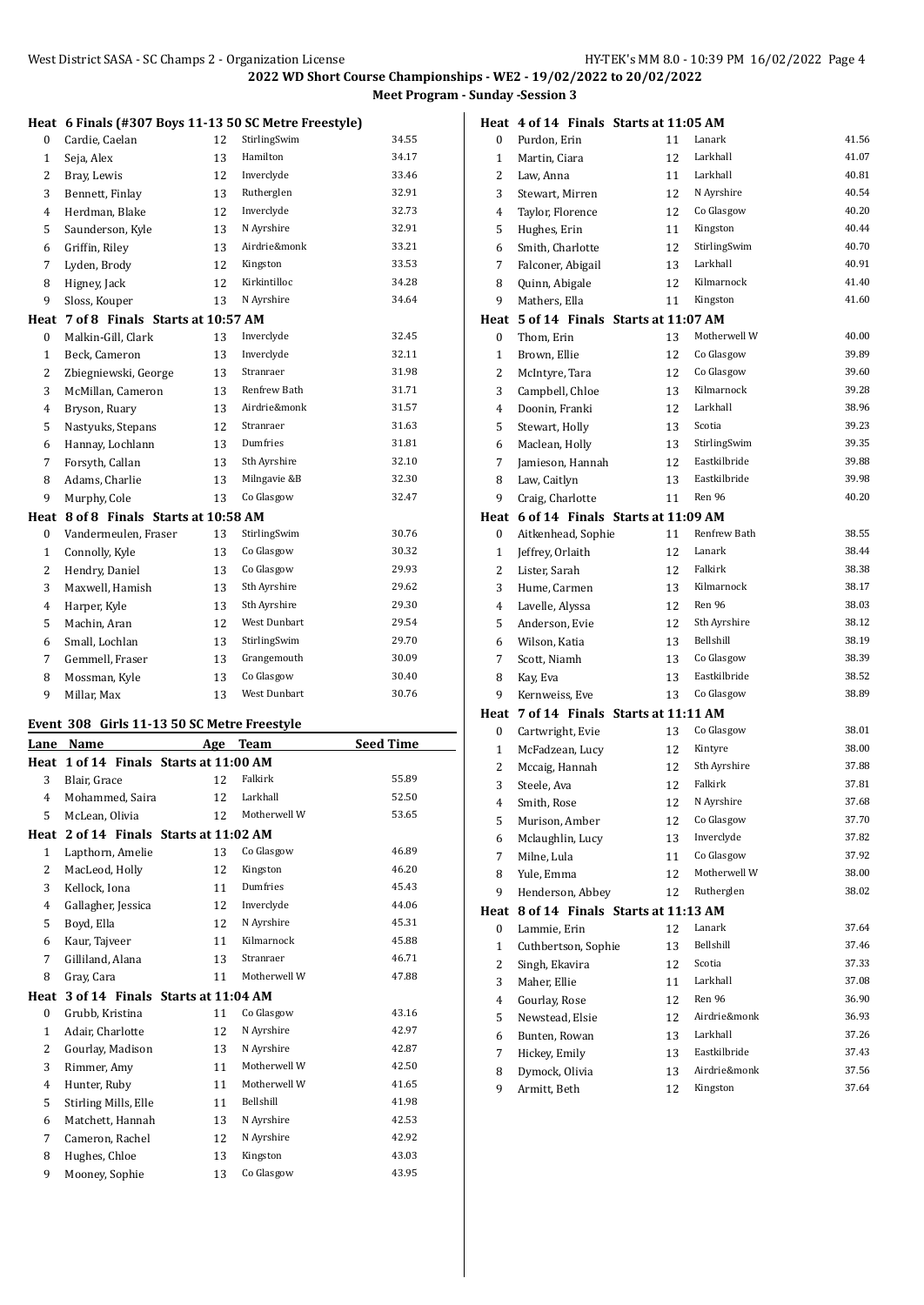## Heat 6 Finals (#307 Boys 11-13 50 SC Metre Freestyle)

| Lane | Name | Age | Team | Seed Time |
|---|---|---|---|---|
| 0 | Cardie, Caelan | 12 | StirlingSwim | 34.55 |
| 1 | Seja, Alex | 13 | Hamilton | 34.17 |
| 2 | Bray, Lewis | 12 | Inverclyde | 33.46 |
| 3 | Bennett, Finlay | 13 | Rutherglen | 32.91 |
| 4 | Herdman, Blake | 12 | Inverclyde | 32.73 |
| 5 | Saunderson, Kyle | 13 | N Ayrshire | 32.91 |
| 6 | Griffin, Riley | 13 | Airdrie&monk | 33.21 |
| 7 | Lyden, Brody | 12 | Kingston | 33.53 |
| 8 | Higney, Jack | 12 | Kirkintilloc | 34.28 |
| 9 | Sloss, Kouper | 13 | N Ayrshire | 34.64 |

**Heat 7 of 8 Finals Starts at 10:57 AM**

| Lane | Name | Age | Team | Seed Time |
|---|---|---|---|---|
| 0 | Malkin-Gill, Clark | 13 | Inverclyde | 32.45 |
| 1 | Beck, Cameron | 13 | Inverclyde | 32.11 |
| 2 | Zbiegniewski, George | 13 | Stranraer | 31.98 |
| 3 | McMillan, Cameron | 13 | Renfrew Bath | 31.71 |
| 4 | Bryson, Ruary | 13 | Airdrie&monk | 31.57 |
| 5 | Nastyuks, Stepans | 12 | Stranraer | 31.63 |
| 6 | Hannay, Lochlann | 13 | Dumfries | 31.81 |
| 7 | Forsyth, Callan | 13 | Sth Ayrshire | 32.10 |
| 8 | Adams, Charlie | 13 | Milngavie &B | 32.30 |
| 9 | Murphy, Cole | 13 | Co Glasgow | 32.47 |

**Heat 8 of 8 Finals Starts at 10:58 AM**

| Lane | Name | Age | Team | Seed Time |
|---|---|---|---|---|
| 0 | Vandermeulen, Fraser | 13 | StirlingSwim | 30.76 |
| 1 | Connolly, Kyle | 13 | Co Glasgow | 30.32 |
| 2 | Hendry, Daniel | 13 | Co Glasgow | 29.93 |
| 3 | Maxwell, Hamish | 13 | Sth Ayrshire | 29.62 |
| 4 | Harper, Kyle | 13 | Sth Ayrshire | 29.30 |
| 5 | Machin, Aran | 12 | West Dunbart | 29.54 |
| 6 | Small, Lochlan | 13 | StirlingSwim | 29.70 |
| 7 | Gemmell, Fraser | 13 | Grangemouth | 30.09 |
| 8 | Mossman, Kyle | 13 | Co Glasgow | 30.40 |
| 9 | Millar, Max | 13 | West Dunbart | 30.76 |

## Event 308 Girls 11-13 50 SC Metre Freestyle

| Lane | Name | Age | Team | Seed Time |
|---|---|---|---|---|
| **Heat 1 of 14 Finals Starts at 11:00 AM** | | | | |
| 3 | Blair, Grace | 12 | Falkirk | 55.89 |
| 4 | Mohammed, Saira | 12 | Larkhall | 52.50 |
| 5 | McLean, Olivia | 12 | Motherwell W | 53.65 |
| **Heat 2 of 14 Finals Starts at 11:02 AM** | | | | |
| 1 | Lapthorn, Amelie | 13 | Co Glasgow | 46.89 |
| 2 | MacLeod, Holly | 12 | Kingston | 46.20 |
| 3 | Kellock, Iona | 11 | Dumfries | 45.43 |
| 4 | Gallagher, Jessica | 12 | Inverclyde | 44.06 |
| 5 | Boyd, Ella | 12 | N Ayrshire | 45.31 |
| 6 | Kaur, Tajveer | 11 | Kilmarnock | 45.88 |
| 7 | Gilliland, Alana | 13 | Stranraer | 46.71 |
| 8 | Gray, Cara | 11 | Motherwell W | 47.88 |
| **Heat 3 of 14 Finals Starts at 11:04 AM** | | | | |
| 0 | Grubb, Kristina | 11 | Co Glasgow | 43.16 |
| 1 | Adair, Charlotte | 12 | N Ayrshire | 42.97 |
| 2 | Gourlay, Madison | 13 | N Ayrshire | 42.87 |
| 3 | Rimmer, Amy | 11 | Motherwell W | 42.50 |
| 4 | Hunter, Ruby | 11 | Motherwell W | 41.65 |
| 5 | Stirling Mills, Elle | 11 | Bellshill | 41.98 |
| 6 | Matchett, Hannah | 13 | N Ayrshire | 42.53 |
| 7 | Cameron, Rachel | 12 | N Ayrshire | 42.92 |
| 8 | Hughes, Chloe | 13 | Kingston | 43.03 |
| 9 | Mooney, Sophie | 13 | Co Glasgow | 43.95 |
| **Heat 4 of 14 Finals Starts at 11:05 AM** | | | | |
| 0 | Purdon, Erin | 11 | Lanark | 41.56 |
| 1 | Martin, Ciara | 12 | Larkhall | 41.07 |
| 2 | Law, Anna | 11 | Larkhall | 40.81 |
| 3 | Stewart, Mirren | 12 | N Ayrshire | 40.54 |
| 4 | Taylor, Florence | 12 | Co Glasgow | 40.20 |
| 5 | Hughes, Erin | 11 | Kingston | 40.44 |
| 6 | Smith, Charlotte | 12 | StirlingSwim | 40.70 |
| 7 | Falconer, Abigail | 13 | Larkhall | 40.91 |
| 8 | Quinn, Abigale | 12 | Kilmarnock | 41.40 |
| 9 | Mathers, Ella | 11 | Kingston | 41.60 |
| **Heat 5 of 14 Finals Starts at 11:07 AM** | | | | |
| 0 | Thom, Erin | 13 | Motherwell W | 40.00 |
| 1 | Brown, Ellie | 12 | Co Glasgow | 39.89 |
| 2 | McIntyre, Tara | 12 | Co Glasgow | 39.60 |
| 3 | Campbell, Chloe | 13 | Kilmarnock | 39.28 |
| 4 | Doonin, Franki | 12 | Larkhall | 38.96 |
| 5 | Stewart, Holly | 13 | Scotia | 39.23 |
| 6 | Maclean, Holly | 13 | StirlingSwim | 39.35 |
| 7 | Jamieson, Hannah | 12 | Eastkilbride | 39.88 |
| 8 | Law, Caitlyn | 13 | Eastkilbride | 39.98 |
| 9 | Craig, Charlotte | 11 | Ren 96 | 40.20 |
| **Heat 6 of 14 Finals Starts at 11:09 AM** | | | | |
| 0 | Aitkenhead, Sophie | 11 | Renfrew Bath | 38.55 |
| 1 | Jeffrey, Orlaith | 12 | Lanark | 38.44 |
| 2 | Lister, Sarah | 12 | Falkirk | 38.38 |
| 3 | Hume, Carmen | 13 | Kilmarnock | 38.17 |
| 4 | Lavelle, Alyssa | 12 | Ren 96 | 38.03 |
| 5 | Anderson, Evie | 12 | Sth Ayrshire | 38.12 |
| 6 | Wilson, Katia | 13 | Bellshill | 38.19 |
| 7 | Scott, Niamh | 13 | Co Glasgow | 38.39 |
| 8 | Kay, Eva | 13 | Eastkilbride | 38.52 |
| 9 | Kernweiss, Eve | 13 | Co Glasgow | 38.89 |
| **Heat 7 of 14 Finals Starts at 11:11 AM** | | | | |
| 0 | Cartwright, Evie | 13 | Co Glasgow | 38.01 |
| 1 | McFadzean, Lucy | 12 | Kintyre | 38.00 |
| 2 | Mccaig, Hannah | 12 | Sth Ayrshire | 37.88 |
| 3 | Steele, Ava | 12 | Falkirk | 37.81 |
| 4 | Smith, Rose | 12 | N Ayrshire | 37.68 |
| 5 | Murison, Amber | 12 | Co Glasgow | 37.70 |
| 6 | Mclaughlin, Lucy | 13 | Inverclyde | 37.82 |
| 7 | Milne, Lula | 11 | Co Glasgow | 37.92 |
| 8 | Yule, Emma | 12 | Motherwell W | 38.00 |
| 9 | Henderson, Abbey | 12 | Rutherglen | 38.02 |
| **Heat 8 of 14 Finals Starts at 11:13 AM** | | | | |
| 0 | Lammie, Erin | 12 | Lanark | 37.64 |
| 1 | Cuthbertson, Sophie | 13 | Bellshill | 37.46 |
| 2 | Singh, Ekavira | 12 | Scotia | 37.33 |
| 3 | Maher, Ellie | 11 | Larkhall | 37.08 |
| 4 | Gourlay, Rose | 12 | Ren 96 | 36.90 |
| 5 | Newstead, Elsie | 12 | Airdrie&monk | 36.93 |
| 6 | Bunten, Rowan | 13 | Larkhall | 37.26 |
| 7 | Hickey, Emily | 13 | Eastkilbride | 37.43 |
| 8 | Dymock, Olivia | 13 | Airdrie&monk | 37.56 |
| 9 | Armitt, Beth | 12 | Kingston | 37.64 |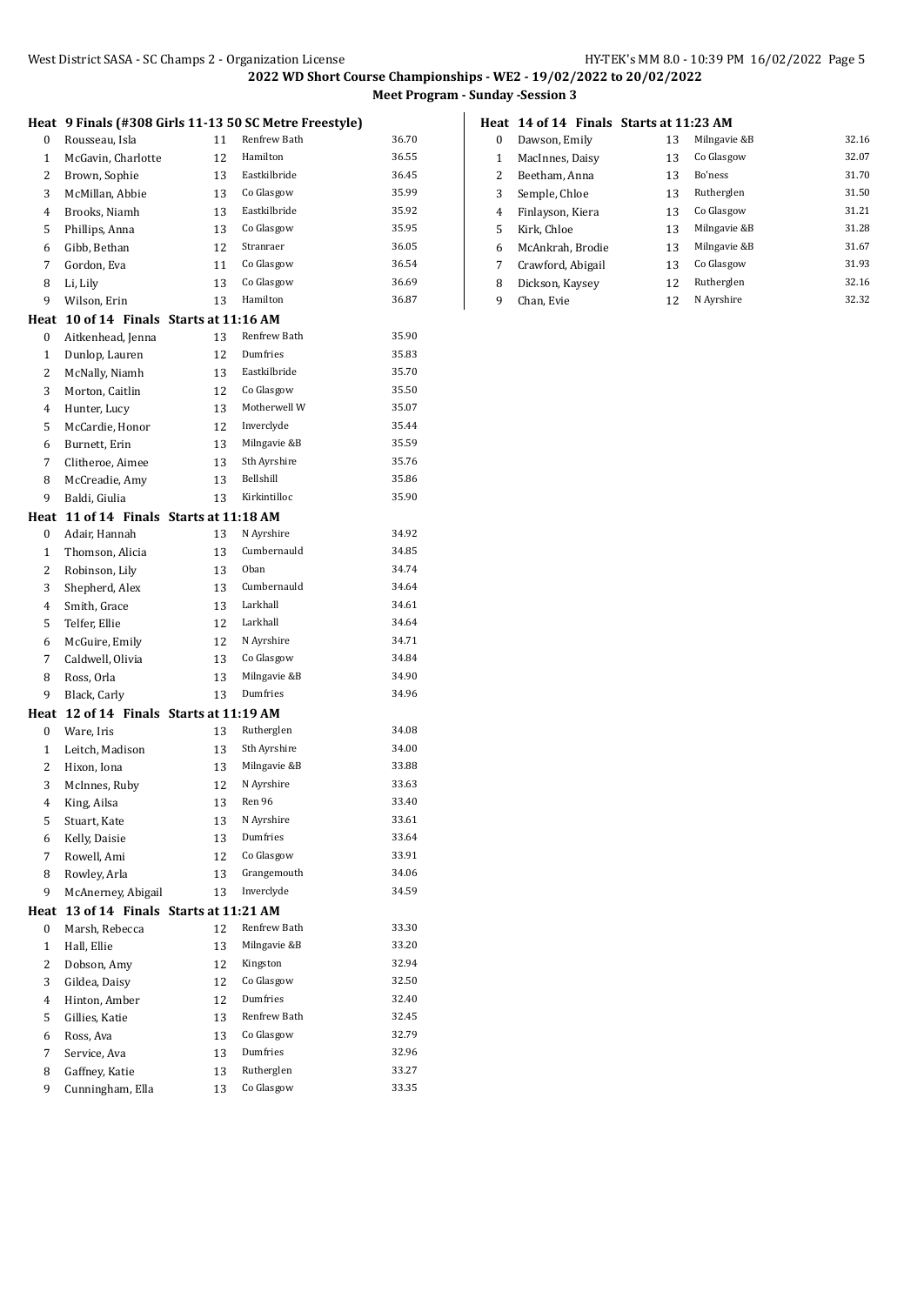## 2022 WD Short Course Championships - WE2 - 19/02/2022 to 20/02/2022

### Meet Program - Sunday -Session 3

**Heat 9 Finals (#308 Girls 11-13 50 SC Metre Freestyle)**

| | | | | |
|---|---|---|---|---|
| 0 | Rousseau, Isla | 11 | Renfrew Bath | 36.70 |
| 1 | McGavin, Charlotte | 12 | Hamilton | 36.55 |
| 2 | Brown, Sophie | 13 | Eastkilbride | 36.45 |
| 3 | McMillan, Abbie | 13 | Co Glasgow | 35.99 |
| 4 | Brooks, Niamh | 13 | Eastkilbride | 35.92 |
| 5 | Phillips, Anna | 13 | Co Glasgow | 35.95 |
| 6 | Gibb, Bethan | 12 | Stranraer | 36.05 |
| 7 | Gordon, Eva | 11 | Co Glasgow | 36.54 |
| 8 | Li, Lily | 13 | Co Glasgow | 36.69 |
| 9 | Wilson, Erin | 13 | Hamilton | 36.87 |

**Heat 10 of 14 Finals Starts at 11:16 AM**

| | | | | |
|---|---|---|---|---|
| 0 | Aitkenhead, Jenna | 13 | Renfrew Bath | 35.90 |
| 1 | Dunlop, Lauren | 12 | Dumfries | 35.83 |
| 2 | McNally, Niamh | 13 | Eastkilbride | 35.70 |
| 3 | Morton, Caitlin | 12 | Co Glasgow | 35.50 |
| 4 | Hunter, Lucy | 13 | Motherwell W | 35.07 |
| 5 | McCardie, Honor | 12 | Inverclyde | 35.44 |
| 6 | Burnett, Erin | 13 | Milngavie &B | 35.59 |
| 7 | Clitheroe, Aimee | 13 | Sth Ayrshire | 35.76 |
| 8 | McCreadie, Amy | 13 | Bellshill | 35.86 |
| 9 | Baldi, Giulia | 13 | Kirkintilloc | 35.90 |

**Heat 11 of 14 Finals Starts at 11:18 AM**

| | | | | |
|---|---|---|---|---|
| 0 | Adair, Hannah | 13 | N Ayrshire | 34.92 |
| 1 | Thomson, Alicia | 13 | Cumbernauld | 34.85 |
| 2 | Robinson, Lily | 13 | Oban | 34.74 |
| 3 | Shepherd, Alex | 13 | Cumbernauld | 34.64 |
| 4 | Smith, Grace | 13 | Larkhall | 34.61 |
| 5 | Telfer, Ellie | 12 | Larkhall | 34.64 |
| 6 | McGuire, Emily | 12 | N Ayrshire | 34.71 |
| 7 | Caldwell, Olivia | 13 | Co Glasgow | 34.84 |
| 8 | Ross, Orla | 13 | Milngavie &B | 34.90 |
| 9 | Black, Carly | 13 | Dumfries | 34.96 |

**Heat 12 of 14 Finals Starts at 11:19 AM**

| | | | | |
|---|---|---|---|---|
| 0 | Ware, Iris | 13 | Rutherglen | 34.08 |
| 1 | Leitch, Madison | 13 | Sth Ayrshire | 34.00 |
| 2 | Hixon, Iona | 13 | Milngavie &B | 33.88 |
| 3 | McInnes, Ruby | 12 | N Ayrshire | 33.63 |
| 4 | King, Ailsa | 13 | Ren 96 | 33.40 |
| 5 | Stuart, Kate | 13 | N Ayrshire | 33.61 |
| 6 | Kelly, Daisie | 13 | Dumfries | 33.64 |
| 7 | Rowell, Ami | 12 | Co Glasgow | 33.91 |
| 8 | Rowley, Arla | 13 | Grangemouth | 34.06 |
| 9 | McAnerney, Abigail | 13 | Inverclyde | 34.59 |

**Heat 13 of 14 Finals Starts at 11:21 AM**

| | | | | |
|---|---|---|---|---|
| 0 | Marsh, Rebecca | 12 | Renfrew Bath | 33.30 |
| 1 | Hall, Ellie | 13 | Milngavie &B | 33.20 |
| 2 | Dobson, Amy | 12 | Kingston | 32.94 |
| 3 | Gildea, Daisy | 12 | Co Glasgow | 32.50 |
| 4 | Hinton, Amber | 12 | Dumfries | 32.40 |
| 5 | Gillies, Katie | 13 | Renfrew Bath | 32.45 |
| 6 | Ross, Ava | 13 | Co Glasgow | 32.79 |
| 7 | Service, Ava | 13 | Dumfries | 32.96 |
| 8 | Gaffney, Katie | 13 | Rutherglen | 33.27 |
| 9 | Cunningham, Ella | 13 | Co Glasgow | 33.35 |

**Heat 14 of 14 Finals Starts at 11:23 AM**

| | | | | |
|---|---|---|---|---|
| 0 | Dawson, Emily | 13 | Milngavie &B | 32.16 |
| 1 | MacInnes, Daisy | 13 | Co Glasgow | 32.07 |
| 2 | Beetham, Anna | 13 | Bo'ness | 31.70 |
| 3 | Semple, Chloe | 13 | Rutherglen | 31.50 |
| 4 | Finlayson, Kiera | 13 | Co Glasgow | 31.21 |
| 5 | Kirk, Chloe | 13 | Milngavie &B | 31.28 |
| 6 | McAnkrah, Brodie | 13 | Milngavie &B | 31.67 |
| 7 | Crawford, Abigail | 13 | Co Glasgow | 31.93 |
| 8 | Dickson, Kaysey | 12 | Rutherglen | 32.16 |
| 9 | Chan, Evie | 12 | N Ayrshire | 32.32 |